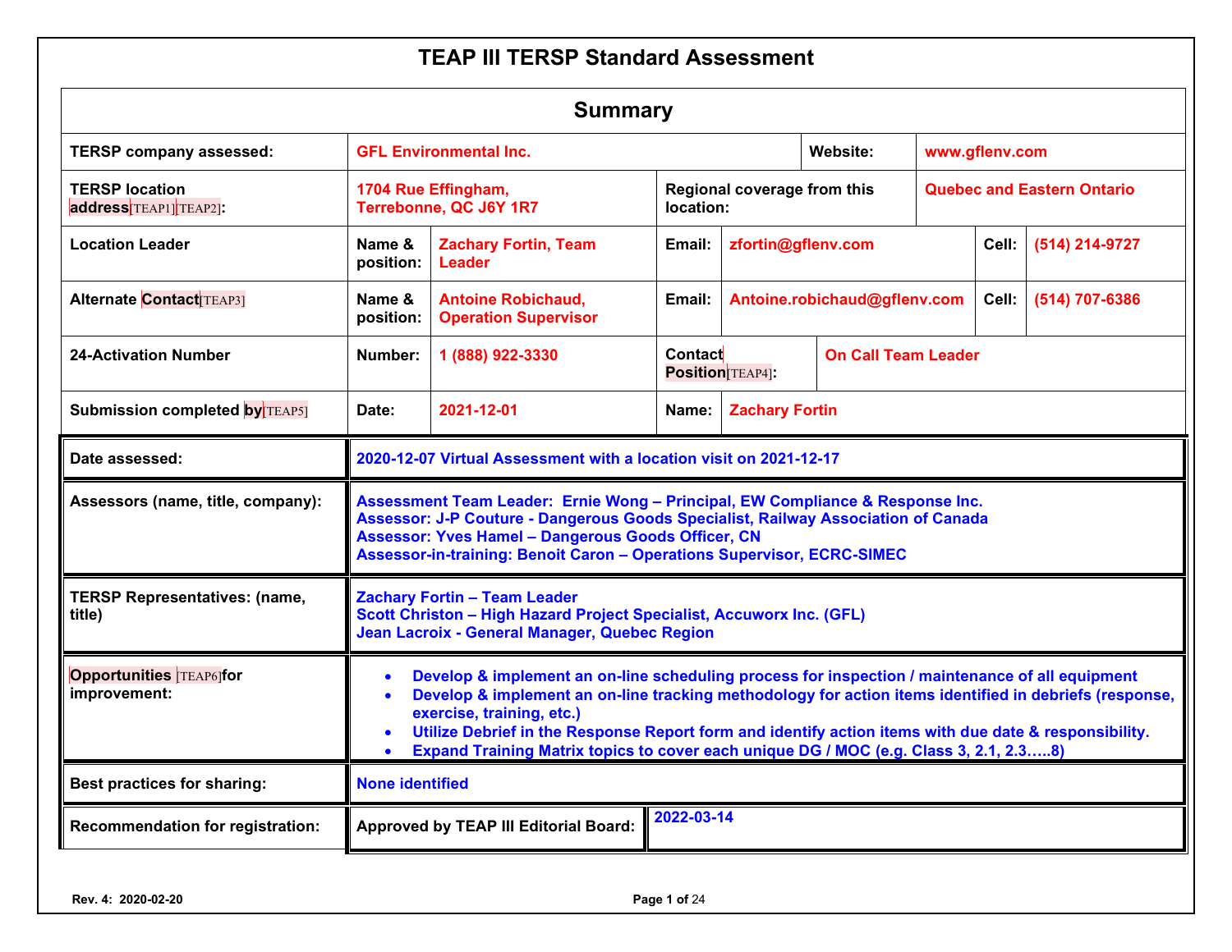# TEAP III TERSP Standard Assessment

## Summary

| | | | | | | | |
|---|---|---|---|---|---|---|---|
| **TERSP company assessed:** | **GFL Environmental Inc.** | | | **Website:** | **www.gflenv.com** | | |
| **TERSP location address[TEAP1][TEAP2]:** | **1704 Rue Effingham, Terrebonne, QC J6Y 1R7** | | | **Regional coverage from this location:** | **Quebec and Eastern Ontario** | | |
| **Location Leader** | **Name & position:** | **Zachary Fortin, Team Leader** | **Email:** | **zfortin@gflenv.com** | | **Cell:** | **(514) 214-9727** |
| **Alternate Contact[TEAP3]** | **Name & position:** | **Antoine Robichaud, Operation Supervisor** | **Email:** | **Antoine.robichaud@gflenv.com** | | **Cell:** | **(514) 707-6386** |
| **24-Activation Number** | **Number:** | **1 (888) 922-3330** | **Contact Position[TEAP4]:** | **On Call Team Leader** | | | |
| **Submission completed by[TEAP5]** | **Date:** | **2021-12-01** | **Name:** | **Zachary Fortin** | | | |

| | |
|---|---|
| **Date assessed:** | **2020-12-07 Virtual Assessment with a location visit on 2021-12-17** |
| **Assessors (name, title, company):** | **Assessment Team Leader: Ernie Wong – Principal, EW Compliance & Response Inc.**<br>**Assessor: J-P Couture - Dangerous Goods Specialist, Railway Association of Canada**<br>**Assessor: Yves Hamel – Dangerous Goods Officer, CN**<br>**Assessor-in-training: Benoit Caron – Operations Supervisor, ECRC-SIMEC** |
| **TERSP Representatives: (name, title)** | **Zachary Fortin – Team Leader**<br>**Scott Christon – High Hazard Project Specialist, Accuworx Inc. (GFL)**<br>**Jean Lacroix - General Manager, Quebec Region** |
| **Opportunities [TEAP6]for improvement:** | • **Develop & implement an on-line scheduling process for inspection / maintenance of all equipment**<br>• **Develop & implement an on-line tracking methodology for action items identified in debriefs (response, exercise, training, etc.)**<br>• **Utilize Debrief in the Response Report form and identify action items with due date & responsibility.**<br>• **Expand Training Matrix topics to cover each unique DG / MOC (e.g. Class 3, 2.1, 2.3…..8)** |
| **Best practices for sharing:** | **None identified** |
| **Recommendation for registration:** | **Approved by TEAP III Editorial Board:** **2022-03-14** |

Rev. 4: 2020-02-20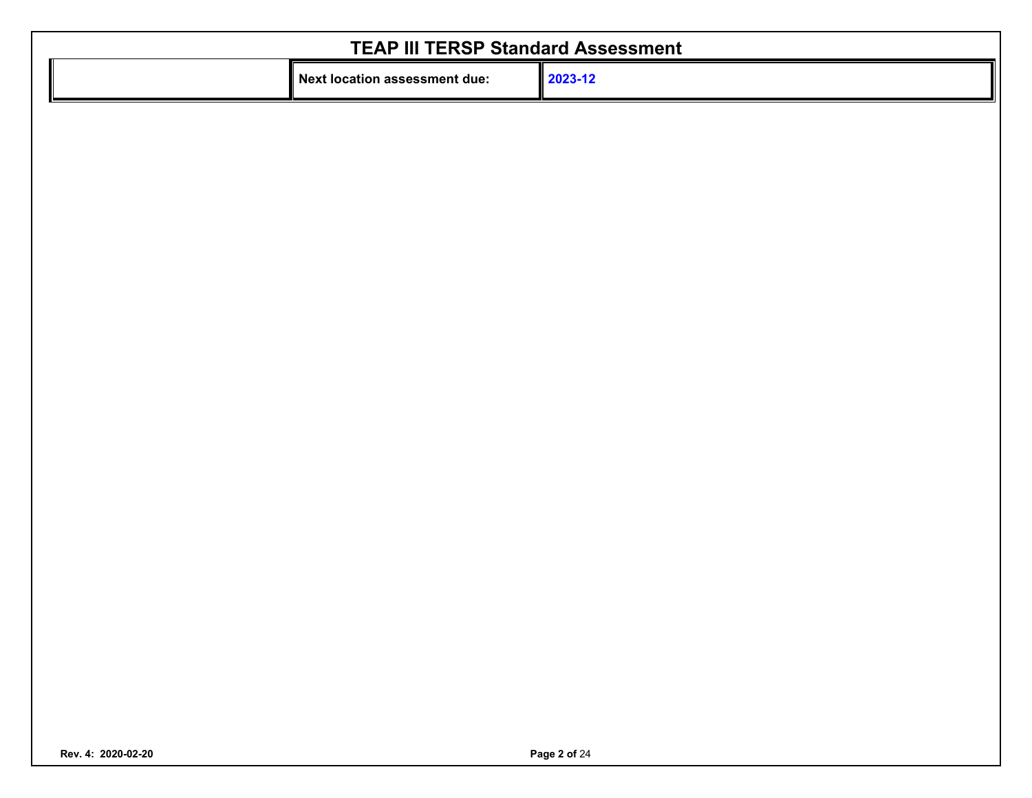# TEAP III TERSP Standard Assessment

| | Next location assessment due: | 2023-12 |
|---|---|---|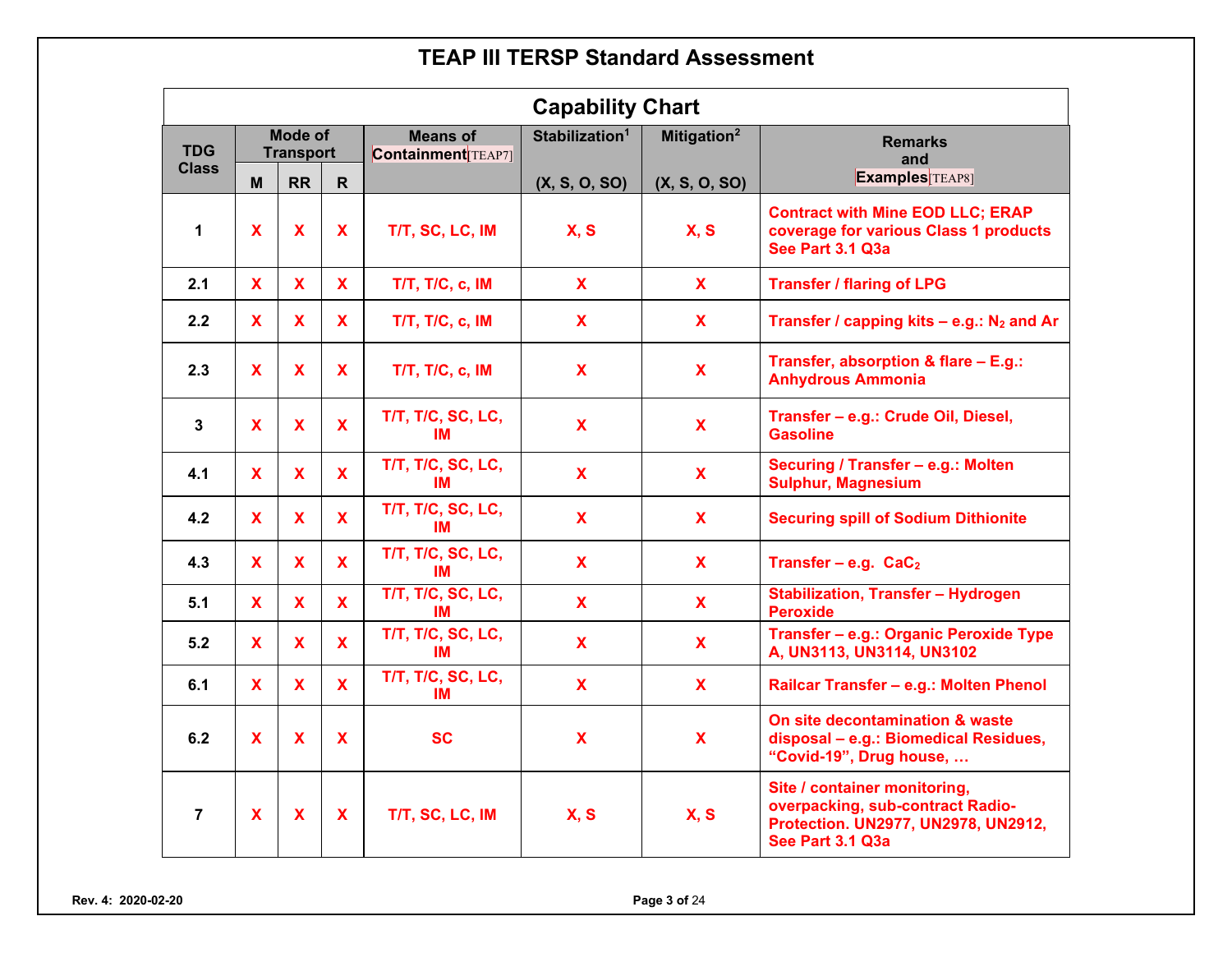# TEAP III TERSP Standard Assessment

## Capability Chart

| TDG Class | Mode of Transport | | | Means of Containment[TEAP7] | Stabilization[1] | Mitigation[2] | Remarks and Examples[TEAP8] |
|---|---|---|---|---|---|---|---|
| | M | RR | R | | (X, S, O, SO) | (X, S, O, SO) | |
| 1 | X | X | X | T/T, SC, LC, IM | X, S | X, S | Contract with Mine EOD LLC; ERAP coverage for various Class 1 products See Part 3.1 Q3a |
| 2.1 | X | X | X | T/T, T/C, c, IM | X | X | Transfer / flaring of LPG |
| 2.2 | X | X | X | T/T, T/C, c, IM | X | X | Transfer / capping kits – e.g.: $N_2$ and Ar |
| 2.3 | X | X | X | T/T, T/C, c, IM | X | X | Transfer, absorption & flare – E.g.: Anhydrous Ammonia |
| 3 | X | X | X | T/T, T/C, SC, LC, IM | X | X | Transfer – e.g.: Crude Oil, Diesel, Gasoline |
| 4.1 | X | X | X | T/T, T/C, SC, LC, IM | X | X | Securing / Transfer – e.g.: Molten Sulphur, Magnesium |
| 4.2 | X | X | X | T/T, T/C, SC, LC, IM | X | X | Securing spill of Sodium Dithionite |
| 4.3 | X | X | X | T/T, T/C, SC, LC, IM | X | X | Transfer – e.g. $CaC_2$ |
| 5.1 | X | X | X | T/T, T/C, SC, LC, IM | X | X | Stabilization, Transfer – Hydrogen Peroxide |
| 5.2 | X | X | X | T/T, T/C, SC, LC, IM | X | X | Transfer – e.g.: Organic Peroxide Type A, UN3113, UN3114, UN3102 |
| 6.1 | X | X | X | T/T, T/C, SC, LC, IM | X | X | Railcar Transfer – e.g.: Molten Phenol |
| 6.2 | X | X | X | SC | X | X | On site decontamination & waste disposal – e.g.: Biomedical Residues, "Covid-19", Drug house, … |
| 7 | X | X | X | T/T, SC, LC, IM | X, S | X, S | Site / container monitoring, overpacking, sub-contract Radio-Protection. UN2977, UN2978, UN2912, See Part 3.1 Q3a |

Rev. 4: 2020-02-20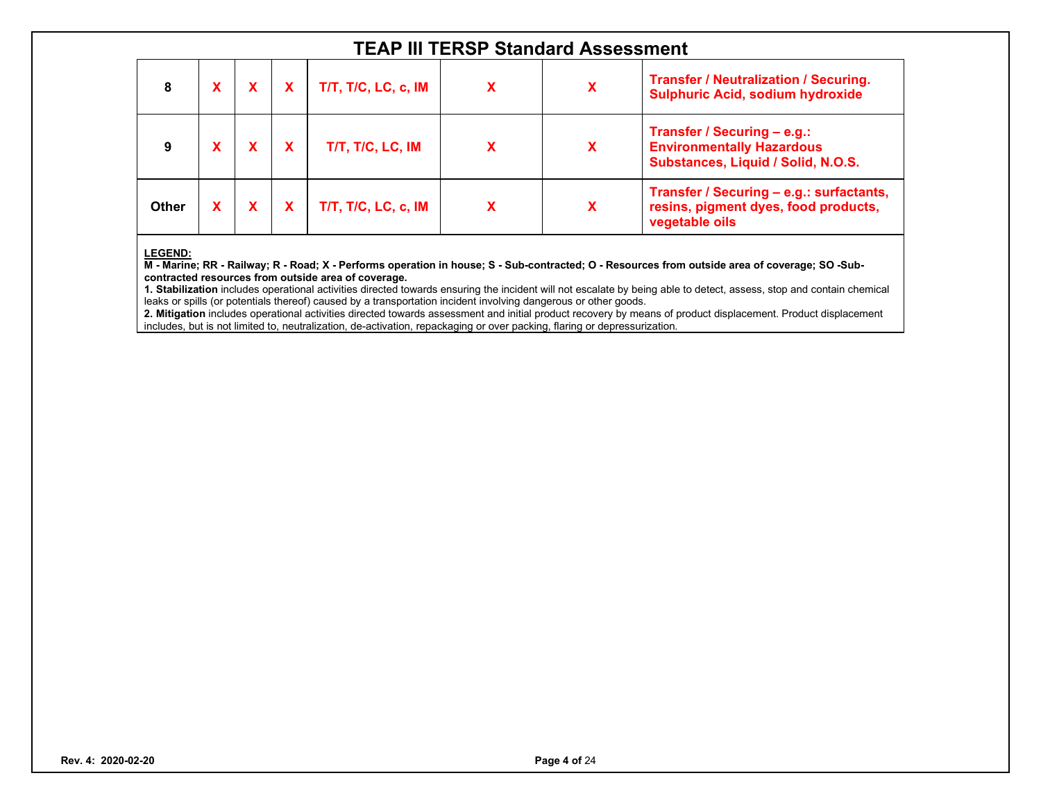# TEAP III TERSP Standard Assessment

| | | | | | | | |
|---|---|---|---|---|---|---|---|
| **8** | **X** | **X** | **X** | **T/T, T/C, LC, c, IM** | **X** | **X** | **Transfer / Neutralization / Securing. Sulphuric Acid, sodium hydroxide** |
| **9** | **X** | **X** | **X** | **T/T, T/C, LC, IM** | **X** | **X** | **Transfer / Securing – e.g.: Environmentally Hazardous Substances, Liquid / Solid, N.O.S.** |
| **Other** | **X** | **X** | **X** | **T/T, T/C, LC, c, IM** | **X** | **X** | **Transfer / Securing – e.g.: surfactants, resins, pigment dyes, food products, vegetable oils** |

**LEGEND:**
**M - Marine; RR - Railway; R - Road; X - Performs operation in house; S - Sub-contracted; O - Resources from outside area of coverage; SO -Sub-contracted resources from outside area of coverage.**
**1. Stabilization** includes operational activities directed towards ensuring the incident will not escalate by being able to detect, assess, stop and contain chemical leaks or spills (or potentials thereof) caused by a transportation incident involving dangerous or other goods.
**2. Mitigation** includes operational activities directed towards assessment and initial product recovery by means of product displacement. Product displacement includes, but is not limited to, neutralization, de-activation, repackaging or over packing, flaring or depressurization.

**Rev. 4: 2020-02-20**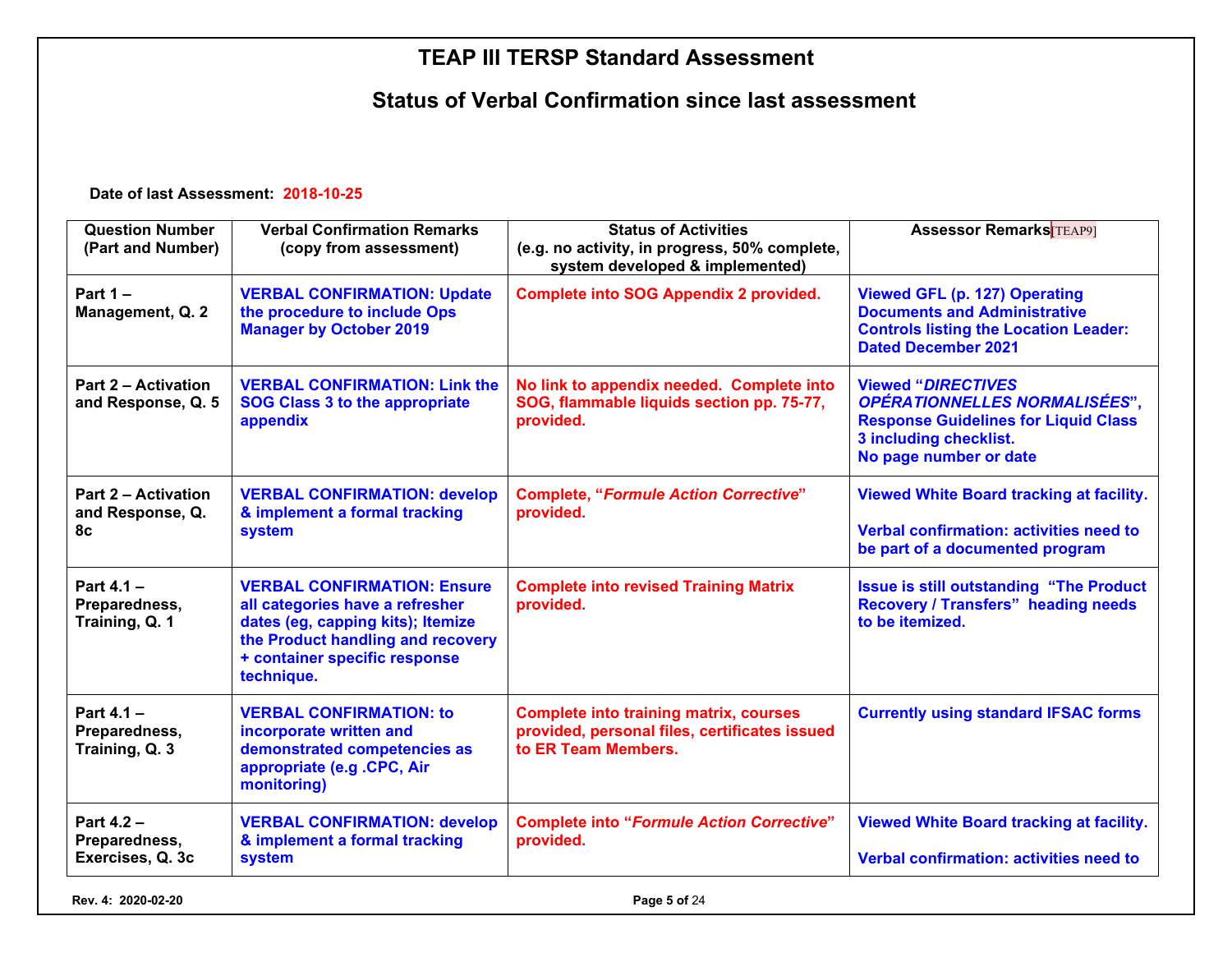# TEAP III TERSP Standard Assessment

## Status of Verbal Confirmation since last assessment

**Date of last Assessment:** **2018-10-25**

| Question Number (Part and Number) | Verbal Confirmation Remarks (copy from assessment) | Status of Activities (e.g. no activity, in progress, 50% complete, system developed & implemented) | Assessor Remarks[TEAP9] |
|---|---|---|---|
| **Part 1 – Management, Q. 2** | **VERBAL CONFIRMATION: Update the procedure to include Ops Manager by October 2019** | **Complete into SOG Appendix 2 provided.** | **Viewed GFL (p. 127) Operating Documents and Administrative Controls listing the Location Leader: Dated December 2021** |
| **Part 2 – Activation and Response, Q. 5** | **VERBAL CONFIRMATION: Link the SOG Class 3 to the appropriate appendix** | **No link to appendix needed. Complete into SOG, flammable liquids section pp. 75-77, provided.** | **Viewed “*DIRECTIVES OPÉRATIONNELLES NORMALISÉES*”, Response Guidelines for Liquid Class 3 including checklist. No page number or date** |
| **Part 2 – Activation and Response, Q. 8c** | **VERBAL CONFIRMATION: develop & implement a formal tracking system** | **Complete, “*Formule Action Corrective*” provided.** | **Viewed White Board tracking at facility.** <br><br> **Verbal confirmation: activities need to be part of a documented program** |
| **Part 4.1 – Preparedness, Training, Q. 1** | **VERBAL CONFIRMATION: Ensure all categories have a refresher dates (eg, capping kits); Itemize the Product handling and recovery + container specific response technique.** | **Complete into revised Training Matrix provided.** | **Issue is still outstanding “The Product Recovery / Transfers” heading needs to be itemized.** |
| **Part 4.1 – Preparedness, Training, Q. 3** | **VERBAL CONFIRMATION: to incorporate written and demonstrated competencies as appropriate (e.g .CPC, Air monitoring)** | **Complete into training matrix, courses provided, personal files, certificates issued to ER Team Members.** | **Currently using standard IFSAC forms** |
| **Part 4.2 – Preparedness, Exercises, Q. 3c** | **VERBAL CONFIRMATION: develop & implement a formal tracking system** | **Complete into “*Formule Action Corrective*” provided.** | **Viewed White Board tracking at facility.** <br><br> **Verbal confirmation: activities need to** |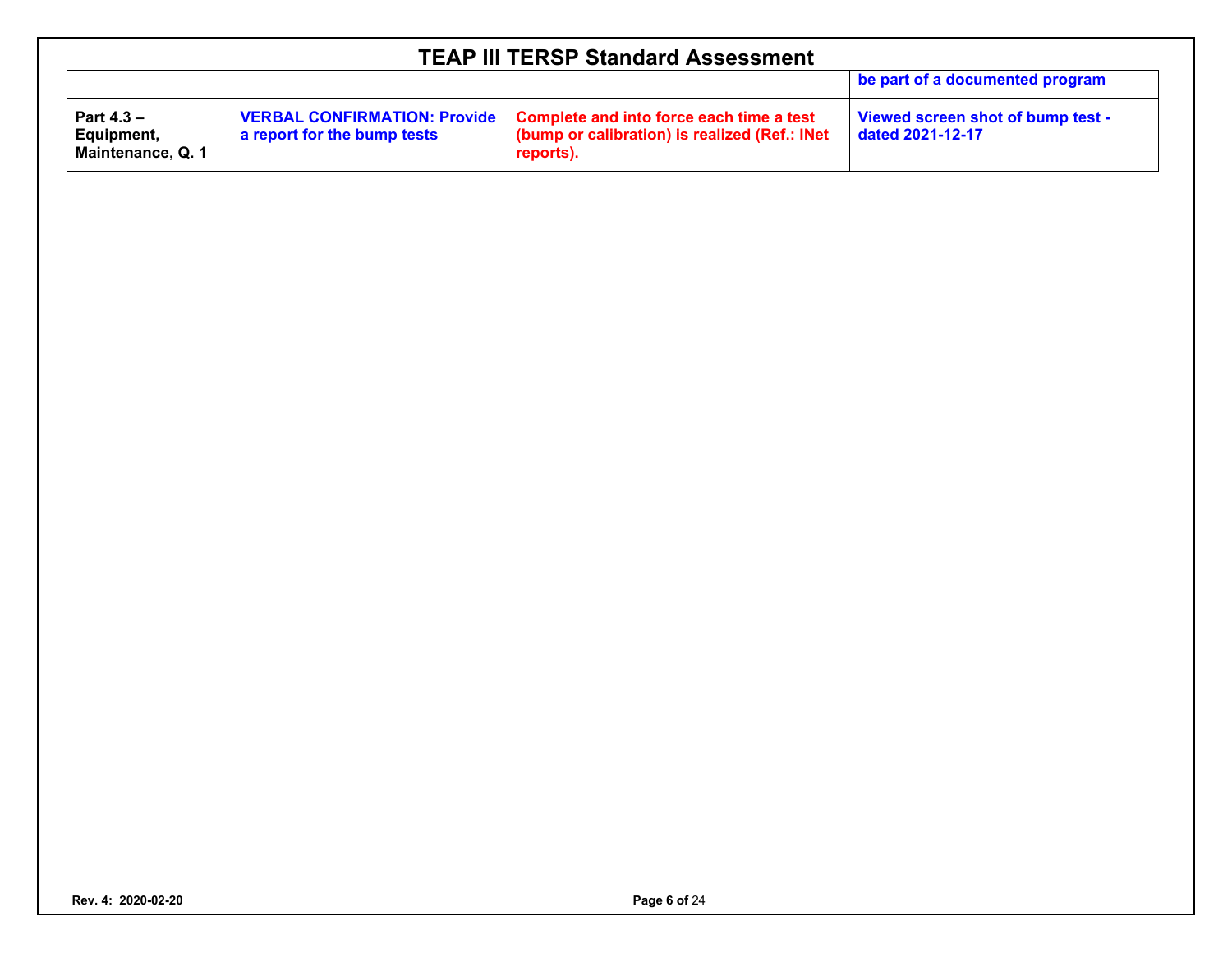# TEAP III TERSP Standard Assessment

| | | | |
|---|---|---|---|
| | | | be part of a documented program |
| Part 4.3 – Equipment, Maintenance, Q. 1 | VERBAL CONFIRMATION: Provide a report for the bump tests | Complete and into force each time a test (bump or calibration) is realized (Ref.: INet reports). | Viewed screen shot of bump test - dated 2021-12-17 |

Rev. 4: 2020-02-20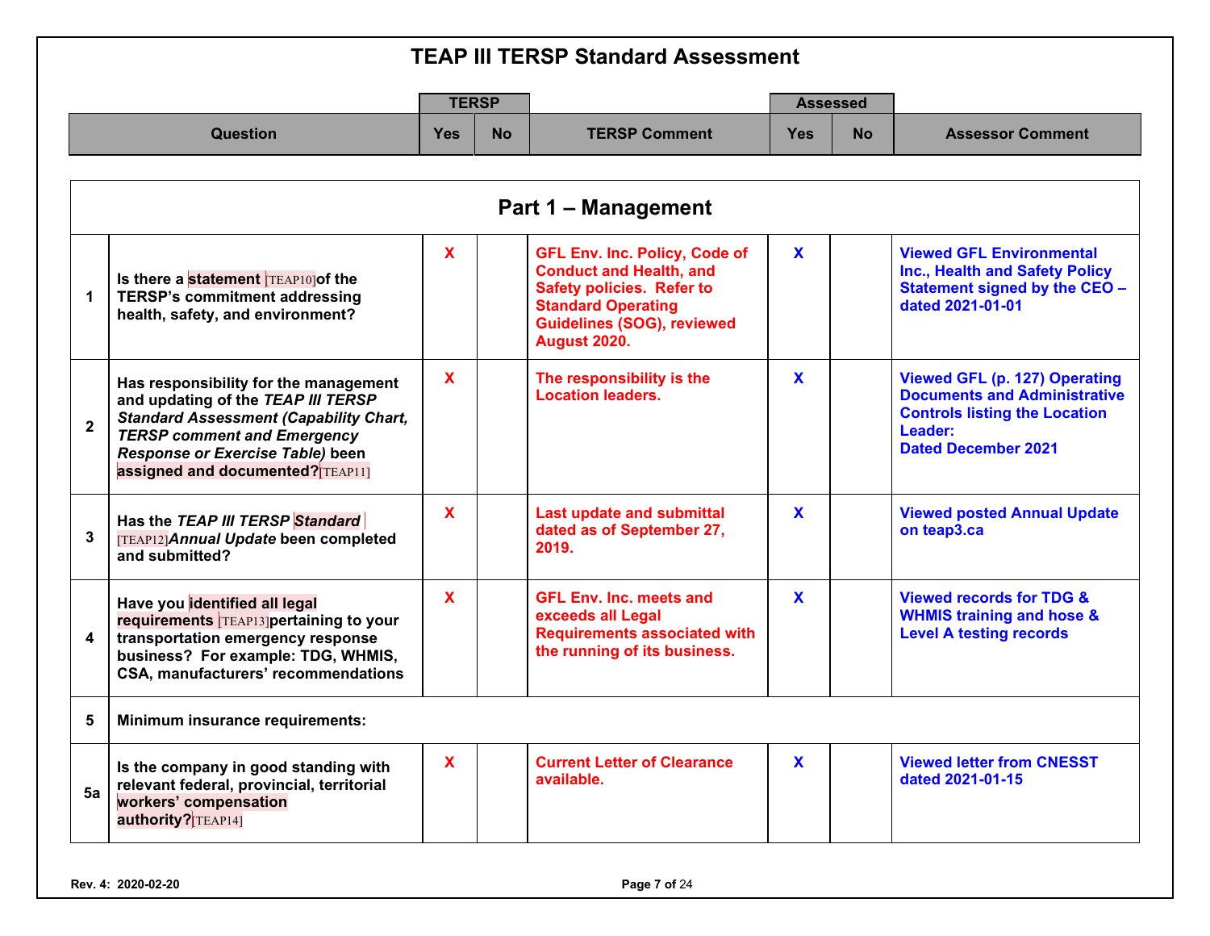# TEAP III TERSP Standard Assessment

| | Question | TERSP Yes | TERSP No | TERSP Comment | Assessed Yes | Assessed No | Assessor Comment |
|---|---|---|---|---|---|---|---|
| | **Part 1 – Management** | | | | | | |
| 1 | Is there a statement [TEAP10] of the TERSP's commitment addressing health, safety, and environment? | X | | GFL Env. Inc. Policy, Code of Conduct and Health, and Safety policies. Refer to Standard Operating Guidelines (SOG), reviewed August 2020. | X | | Viewed GFL Environmental Inc., Health and Safety Policy Statement signed by the CEO – dated 2021-01-01 |
| 2 | Has responsibility for the management and updating of the *TEAP III TERSP Standard Assessment (Capability Chart, TERSP comment and Emergency Response or Exercise Table)* been assigned and documented? [TEAP11] | X | | The responsibility is the Location leaders. | X | | Viewed GFL (p. 127) Operating Documents and Administrative Controls listing the Location Leader: Dated December 2021 |
| 3 | Has the *TEAP III TERSP Standard* [TEAP12] *Annual Update* been completed and submitted? | X | | Last update and submittal dated as of September 27, 2019. | X | | Viewed posted Annual Update on teap3.ca |
| 4 | Have you identified all legal requirements [TEAP13] pertaining to your transportation emergency response business? For example: TDG, WHMIS, CSA, manufacturers' recommendations | X | | GFL Env. Inc. meets and exceeds all Legal Requirements associated with the running of its business. | X | | Viewed records for TDG & WHMIS training and hose & Level A testing records |
| 5 | Minimum insurance requirements: | | | | | | |
| 5a | Is the company in good standing with relevant federal, provincial, territorial workers' compensation authority? [TEAP14] | X | | Current Letter of Clearance available. | X | | Viewed letter from CNESST dated 2021-01-15 |

Rev. 4: 2020-02-20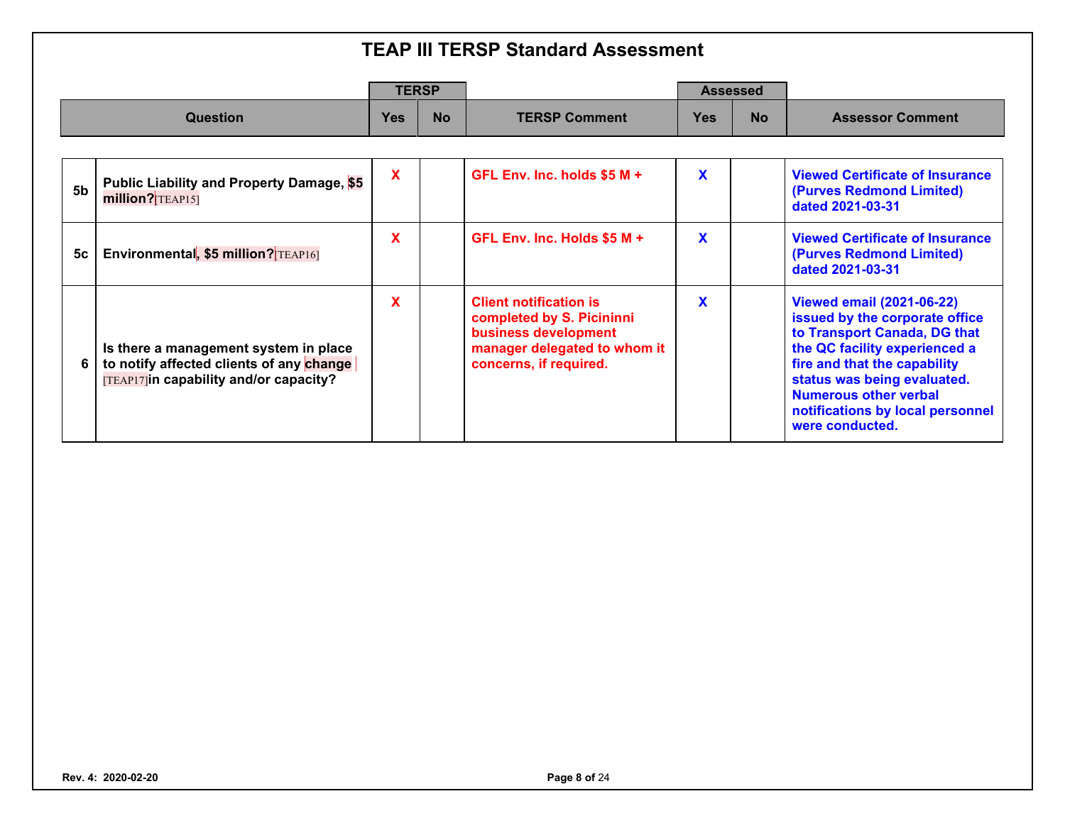# TEAP III TERSP Standard Assessment

| | Question | TERSP Yes | TERSP No | TERSP Comment | Assessed Yes | Assessed No | Assessor Comment |
|---|---|---|---|---|---|---|---|
| 5b | Public Liability and Property Damage, $5 million?[TEAP15] | X | | GFL Env. Inc. holds $5 M + | X | | Viewed Certificate of Insurance (Purves Redmond Limited) dated 2021-03-31 |
| 5c | Environmental, $5 million?[TEAP16] | X | | GFL Env. Inc. Holds $5 M + | X | | Viewed Certificate of Insurance (Purves Redmond Limited) dated 2021-03-31 |
| 6 | Is there a management system in place to notify affected clients of any change [TEAP17]in capability and/or capacity? | X | | Client notification is completed by S. Picininni business development manager delegated to whom it concerns, if required. | X | | Viewed email (2021-06-22) issued by the corporate office to Transport Canada, DG that the QC facility experienced a fire and that the capability status was being evaluated. Numerous other verbal notifications by local personnel were conducted. |

Rev. 4: 2020-02-20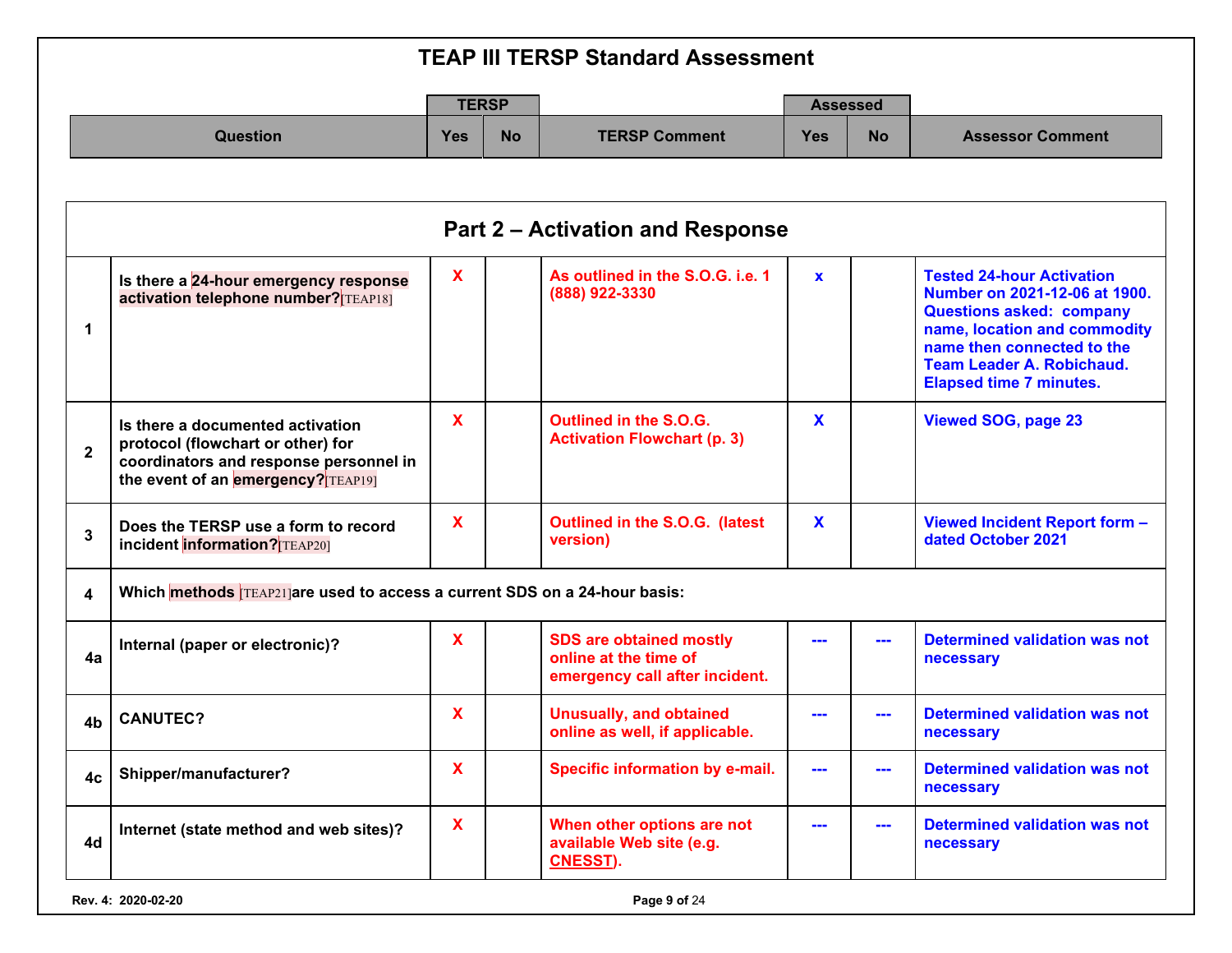# TEAP III TERSP Standard Assessment

## Part 2 – Activation and Response

| # | Question | TERSP Yes | TERSP No | TERSP Comment | Assessed Yes | Assessed No | Assessor Comment |
|---|---|---|---|---|---|---|---|
| 1 | **Is there a 24-hour emergency response activation telephone number?**[TEAP18] | X | | As outlined in the S.O.G. i.e. 1 (888) 922-3330 | x | | Tested 24-hour Activation Number on 2021-12-06 at 1900. Questions asked: company name, location and commodity name then connected to the Team Leader A. Robichaud. Elapsed time 7 minutes. |
| 2 | **Is there a documented activation protocol (flowchart or other) for coordinators and response personnel in the event of an emergency?**[TEAP19] | X | | Outlined in the S.O.G. Activation Flowchart (p. 3) | X | | Viewed SOG, page 23 |
| 3 | **Does the TERSP use a form to record incident information?**[TEAP20] | X | | Outlined in the S.O.G. (latest version) | X | | Viewed Incident Report form – dated October 2021 |
| 4 | **Which methods** [TEAP21] **are used to access a current SDS on a 24-hour basis:** | | | | | | |
| 4a | **Internal (paper or electronic)?** | X | | SDS are obtained mostly online at the time of emergency call after incident. | --- | --- | Determined validation was not necessary |
| 4b | **CANUTEC?** | X | | Unusually, and obtained online as well, if applicable. | --- | --- | Determined validation was not necessary |
| 4c | **Shipper/manufacturer?** | X | | Specific information by e-mail. | --- | --- | Determined validation was not necessary |
| 4d | **Internet (state method and web sites)?** | X | | When other options are not available Web site (e.g. CNESST). | --- | --- | Determined validation was not necessary |

Rev. 4: 2020-02-20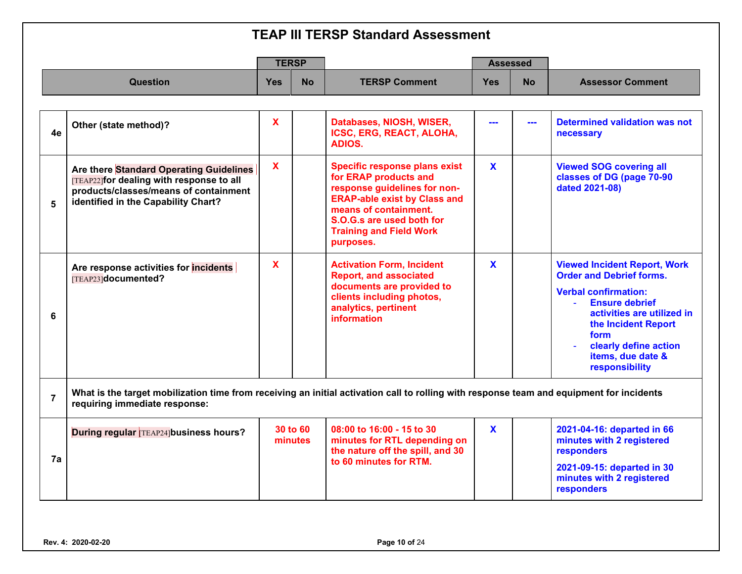# TEAP III TERSP Standard Assessment

| | Question | TERSP Yes | TERSP No | TERSP Comment | Assessed Yes | Assessed No | Assessor Comment |
|---|---|---|---|---|---|---|---|
| 4e | Other (state method)? | X | | Databases, NIOSH, WISER, ICSC, ERG, REACT, ALOHA, ADIOS. | --- | --- | Determined validation was not necessary |
| 5 | Are there Standard Operating Guidelines [TEAP22] for dealing with response to all products/classes/means of containment identified in the Capability Chart? | X | | Specific response plans exist for ERAP products and response guidelines for non-ERAP-able exist by Class and means of containment. S.O.G.s are used both for Training and Field Work purposes. | X | | Viewed SOG covering all classes of DG (page 70-90 dated 2021-08) |
| 6 | Are response activities for incidents [TEAP23] documented? | X | | Activation Form, Incident Report, and associated documents are provided to clients including photos, analytics, pertinent information | X | | Viewed Incident Report, Work Order and Debrief forms. Verbal confirmation: - Ensure debrief activities are utilized in the Incident Report form - clearly define action items, due date & responsibility |
| 7 | What is the target mobilization time from receiving an initial activation call to rolling with response team and equipment for incidents requiring immediate response: | | | | | | |
| 7a | During regular [TEAP24] business hours? | 30 to 60 minutes | | 08:00 to 16:00 - 15 to 30 minutes for RTL depending on the nature off the spill, and 30 to 60 minutes for RTM. | X | | 2021-04-16: departed in 66 minutes with 2 registered responders; 2021-09-15: departed in 30 minutes with 2 registered responders |

Rev. 4: 2020-02-20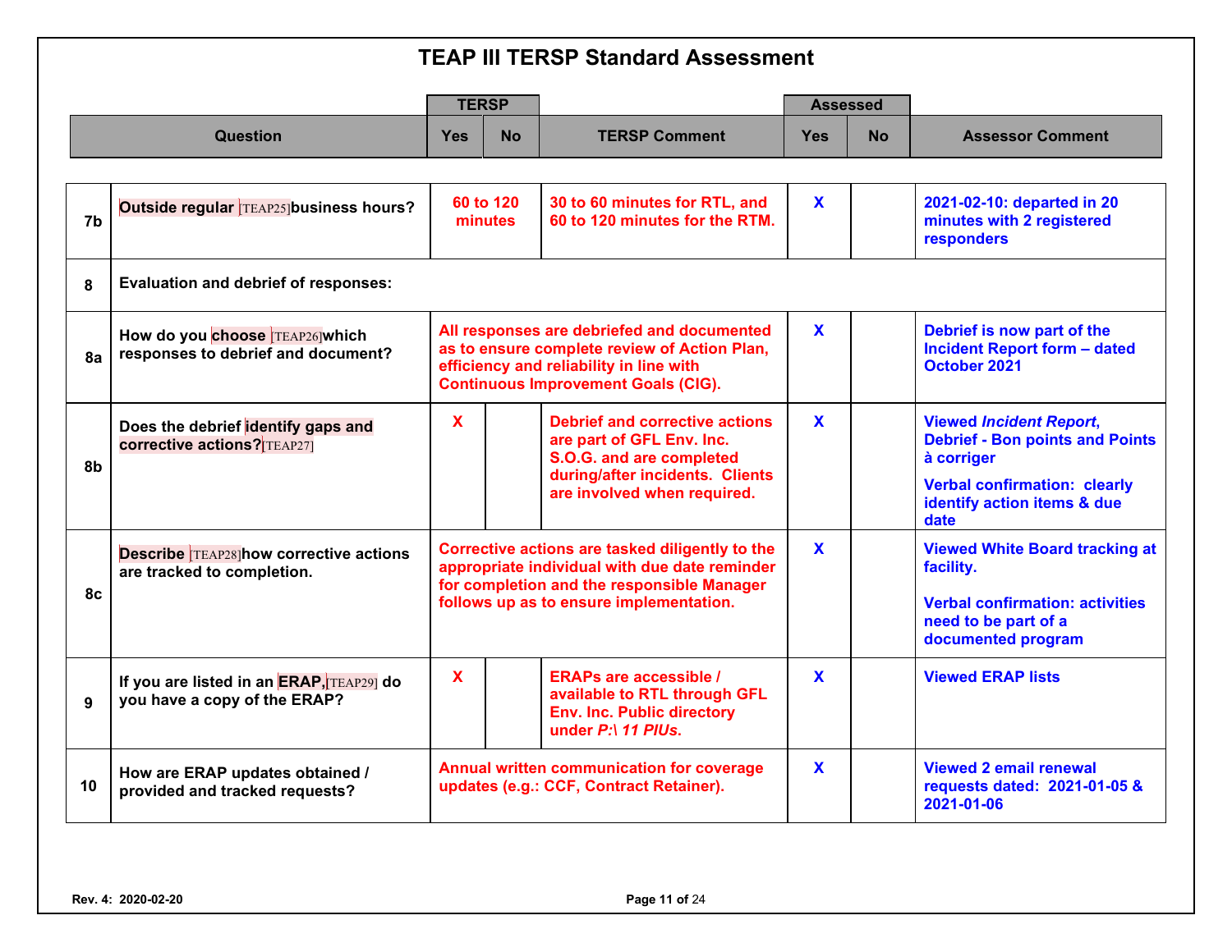# TEAP III TERSP Standard Assessment

| | Question | TERSP Yes | TERSP No | TERSP Comment | Assessed Yes | Assessed No | Assessor Comment |
|---|---|---|---|---|---|---|---|
| 7b | Outside regular [TEAP25]business hours? | 60 to 120 minutes | | 30 to 60 minutes for RTL, and 60 to 120 minutes for the RTM. | X | | 2021-02-10: departed in 20 minutes with 2 registered responders |
| 8 | Evaluation and debrief of responses: | | | | | | |
| 8a | How do you choose [TEAP26]which responses to debrief and document? | All responses are debriefed and documented as to ensure complete review of Action Plan, efficiency and reliability in line with Continuous Improvement Goals (CIG). | | | X | | Debrief is now part of the Incident Report form – dated October 2021 |
| 8b | Does the debrief identify gaps and corrective actions?[TEAP27] | X | | Debrief and corrective actions are part of GFL Env. Inc. S.O.G. and are completed during/after incidents. Clients are involved when required. | X | | Viewed *Incident Report*, Debrief - Bon points and Points à corriger<br><br>Verbal confirmation: clearly identify action items & due date |
| 8c | Describe [TEAP28]how corrective actions are tracked to completion. | Corrective actions are tasked diligently to the appropriate individual with due date reminder for completion and the responsible Manager follows up as to ensure implementation. | | | X | | Viewed White Board tracking at facility.<br><br>Verbal confirmation: activities need to be part of a documented program |
| 9 | If you are listed in an ERAP,[TEAP29] do you have a copy of the ERAP? | X | | ERAPs are accessible / available to RTL through GFL Env. Inc. Public directory under *P:\ 11 PIUs*. | X | | Viewed ERAP lists |
| 10 | How are ERAP updates obtained / provided and tracked requests? | Annual written communication for coverage updates (e.g.: CCF, Contract Retainer). | | | X | | Viewed 2 email renewal requests dated: 2021-01-05 & 2021-01-06 |

Rev. 4: 2020-02-20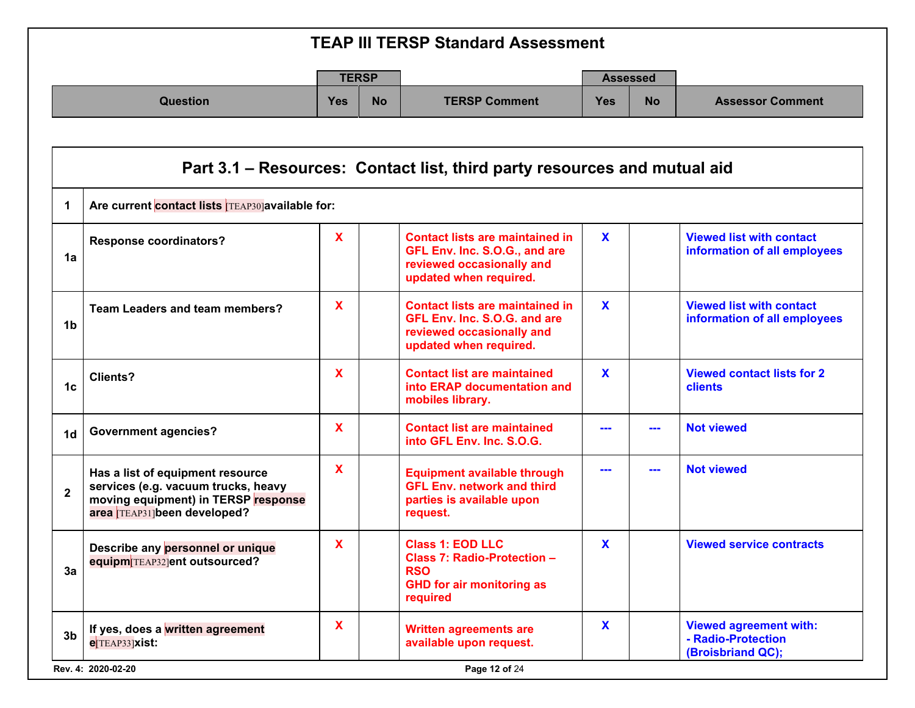# TEAP III TERSP Standard Assessment

| | Question | TERSP Yes | TERSP No | TERSP Comment | Assessed Yes | Assessed No | Assessor Comment |
|---|---|---|---|---|---|---|---|

## Part 3.1 – Resources: Contact list, third party resources and mutual aid

| | Question | TERSP Yes | TERSP No | TERSP Comment | Assessed Yes | Assessed No | Assessor Comment |
|---|---|---|---|---|---|---|---|
| 1 | Are current contact lists [TEAP30]available for: | | | | | | |
| 1a | Response coordinators? | X | | Contact lists are maintained in GFL Env. Inc. S.O.G., and are reviewed occasionally and updated when required. | X | | Viewed list with contact information of all employees |
| 1b | Team Leaders and team members? | X | | Contact lists are maintained in GFL Env. Inc. S.O.G. and are reviewed occasionally and updated when required. | X | | Viewed list with contact information of all employees |
| 1c | Clients? | X | | Contact list are maintained into ERAP documentation and mobiles library. | X | | Viewed contact lists for 2 clients |
| 1d | Government agencies? | X | | Contact list are maintained into GFL Env. Inc. S.O.G. | --- | --- | Not viewed |
| 2 | Has a list of equipment resource services (e.g. vacuum trucks, heavy moving equipment) in TERSP response area [TEAP31]been developed? | X | | Equipment available through GFL Env. network and third parties is available upon request. | --- | --- | Not viewed |
| 3a | Describe any personnel or unique equipm[TEAP32]ent outsourced? | X | | Class 1: EOD LLC<br>Class 7: Radio-Protection – RSO<br>GHD for air monitoring as required | X | | Viewed service contracts |
| 3b | If yes, does a written agreement e[TEAP33]xist: | X | | Written agreements are available upon request. | X | | Viewed agreement with:<br>- Radio-Protection (Broisbriand QC); |

Rev. 4: 2020-02-20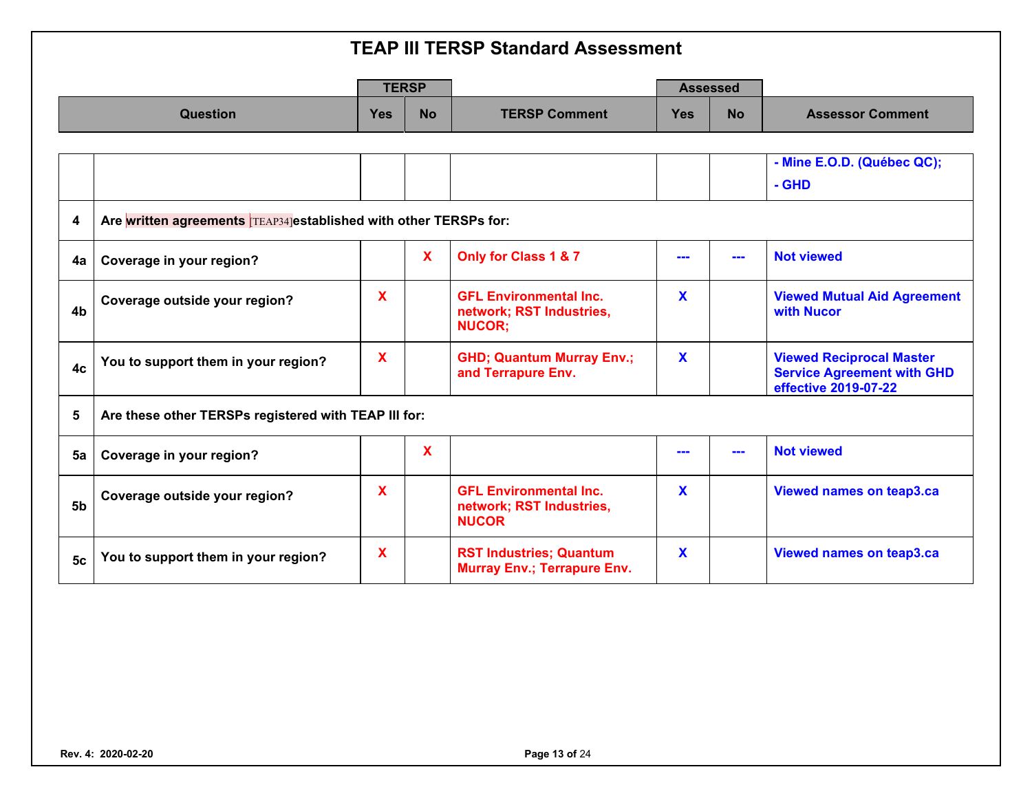# TEAP III TERSP Standard Assessment

| | Question | TERSP Yes | TERSP No | TERSP Comment | Assessed Yes | Assessed No | Assessor Comment |
|---|---|---|---|---|---|---|---|
| | | | | | | | - Mine E.O.D. (Québec QC); - GHD |
| 4 | Are written agreements [TEAP34] established with other TERSPs for: | | | | | | |
| 4a | Coverage in your region? | | X | Only for Class 1 & 7 | --- | --- | Not viewed |
| 4b | Coverage outside your region? | X | | GFL Environmental Inc. network; RST Industries, NUCOR; | X | | Viewed Mutual Aid Agreement with Nucor |
| 4c | You to support them in your region? | X | | GHD; Quantum Murray Env.; and Terrapure Env. | X | | Viewed Reciprocal Master Service Agreement with GHD effective 2019-07-22 |
| 5 | Are these other TERSPs registered with TEAP III for: | | | | | | |
| 5a | Coverage in your region? | | X | | --- | --- | Not viewed |
| 5b | Coverage outside your region? | X | | GFL Environmental Inc. network; RST Industries, NUCOR | X | | Viewed names on teap3.ca |
| 5c | You to support them in your region? | X | | RST Industries; Quantum Murray Env.; Terrapure Env. | X | | Viewed names on teap3.ca |

Rev. 4: 2020-02-20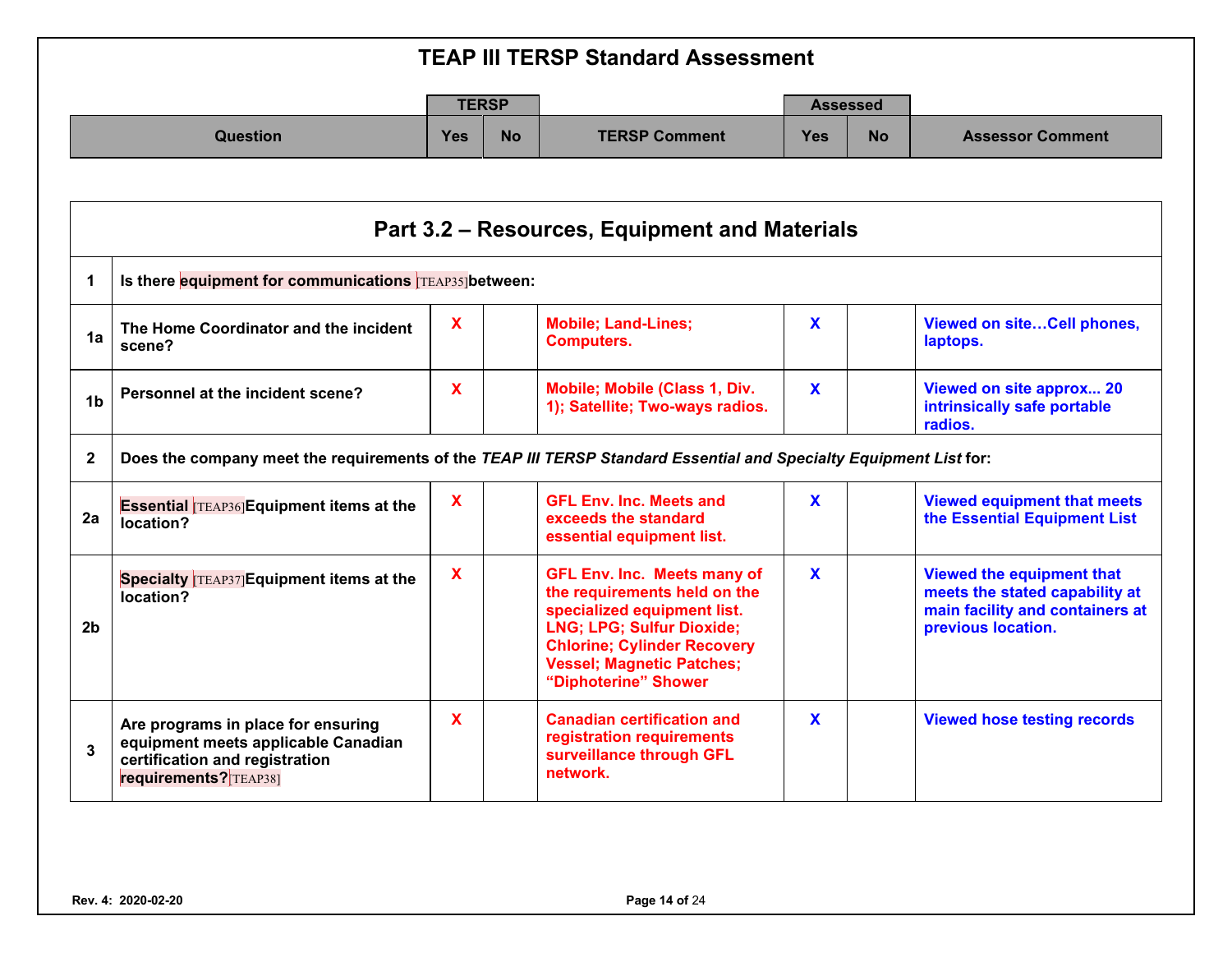# TEAP III TERSP Standard Assessment

| | Question | TERSP Yes | TERSP No | TERSP Comment | Assessed Yes | Assessed No | Assessor Comment |
|---|---|---|---|---|---|---|---|

## Part 3.2 – Resources, Equipment and Materials

| | Question | TERSP Yes | TERSP No | TERSP Comment | Assessed Yes | Assessed No | Assessor Comment |
|---|---|---|---|---|---|---|---|
| **1** | **Is there equipment for communications [TEAP35] between:** | | | | | | |
| **1a** | **The Home Coordinator and the incident scene?** | X | | Mobile; Land-Lines; Computers. | X | | Viewed on site…Cell phones, laptops. |
| **1b** | **Personnel at the incident scene?** | X | | Mobile; Mobile (Class 1, Div. 1); Satellite; Two-ways radios. | X | | Viewed on site approx... 20 intrinsically safe portable radios. |
| **2** | **Does the company meet the requirements of the *TEAP III TERSP Standard Essential and Specialty Equipment List* for:** | | | | | | |
| **2a** | **Essential [TEAP36] Equipment items at the location?** | X | | GFL Env. Inc. Meets and exceeds the standard essential equipment list. | X | | Viewed equipment that meets the Essential Equipment List |
| **2b** | **Specialty [TEAP37] Equipment items at the location?** | X | | GFL Env. Inc. Meets many of the requirements held on the specialized equipment list. LNG; LPG; Sulfur Dioxide; Chlorine; Cylinder Recovery Vessel; Magnetic Patches; "Diphoterine" Shower | X | | Viewed the equipment that meets the stated capability at main facility and containers at previous location. |
| **3** | **Are programs in place for ensuring equipment meets applicable Canadian certification and registration requirements? [TEAP38]** | X | | Canadian certification and registration requirements surveillance through GFL network. | X | | Viewed hose testing records |

Rev. 4: 2020-02-20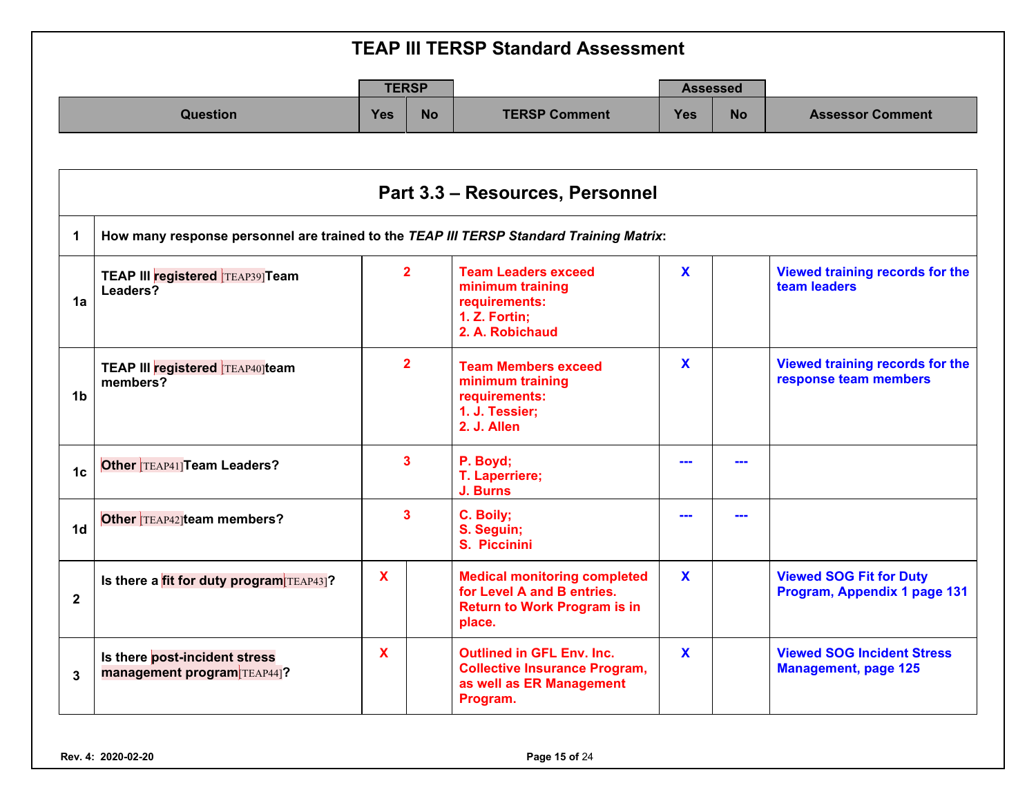# TEAP III TERSP Standard Assessment

## Part 3.3 – Resources, Personnel

| | Question | TERSP Yes | TERSP No | TERSP Comment | Assessed Yes | Assessed No | Assessor Comment |
|---|---|---|---|---|---|---|---|
| **1** | **How many response personnel are trained to the *TEAP III TERSP Standard Training Matrix*:** | | | | | | |
| **1a** | **TEAP III registered [TEAP39] Team Leaders?** | 2 | | Team Leaders exceed minimum training requirements: 1. Z. Fortin; 2. A. Robichaud | X | | Viewed training records for the team leaders |
| **1b** | **TEAP III registered [TEAP40] team members?** | 2 | | Team Members exceed minimum training requirements: 1. J. Tessier; 2. J. Allen | X | | Viewed training records for the response team members |
| **1c** | **Other [TEAP41] Team Leaders?** | 3 | | P. Boyd; T. Laperriere; J. Burns | --- | --- | |
| **1d** | **Other [TEAP42] team members?** | 3 | | C. Boily; S. Seguin; S. Piccinini | --- | --- | |
| **2** | **Is there a fit for duty program [TEAP43]?** | X | | Medical monitoring completed for Level A and B entries. Return to Work Program is in place. | X | | Viewed SOG Fit for Duty Program, Appendix 1 page 131 |
| **3** | **Is there post-incident stress management program [TEAP44]?** | X | | Outlined in GFL Env. Inc. Collective Insurance Program, as well as ER Management Program. | X | | Viewed SOG Incident Stress Management, page 125 |

Rev. 4: 2020-02-20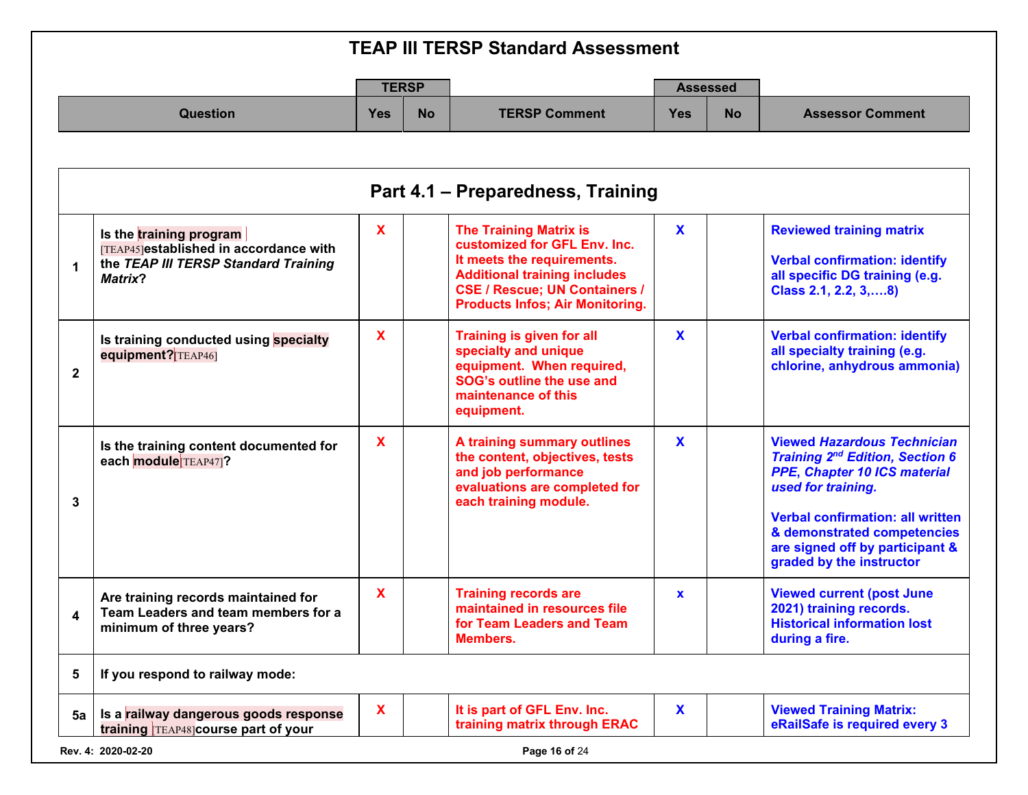# TEAP III TERSP Standard Assessment

| | Question | TERSP Yes | TERSP No | TERSP Comment | Assessed Yes | Assessed No | Assessor Comment |
|---|---|---|---|---|---|---|---|
| | **Part 4.1 – Preparedness, Training** | | | | | | |
| 1 | Is the training program [TEAP45] established in accordance with the *TEAP III TERSP Standard Training Matrix*? | X | | The Training Matrix is customized for GFL Env. Inc. It meets the requirements. Additional training includes CSE / Rescue; UN Containers / Products Infos; Air Monitoring. | X | | Reviewed training matrix<br><br>Verbal confirmation: identify all specific DG training (e.g. Class 2.1, 2.2, 3,….8) |
| 2 | Is training conducted using specialty equipment?[TEAP46] | X | | Training is given for all specialty and unique equipment. When required, SOG's outline the use and maintenance of this equipment. | X | | Verbal confirmation: identify all specialty training (e.g. chlorine, anhydrous ammonia) |
| 3 | Is the training content documented for each module[TEAP47]? | X | | A training summary outlines the content, objectives, tests and job performance evaluations are completed for each training module. | X | | Viewed *Hazardous Technician Training 2nd Edition, Section 6 PPE, Chapter 10 ICS material used for training.*<br><br>Verbal confirmation: all written & demonstrated competencies are signed off by participant & graded by the instructor |
| 4 | Are training records maintained for Team Leaders and team members for a minimum of three years? | X | | Training records are maintained in resources file for Team Leaders and Team Members. | x | | Viewed current (post June 2021) training records. Historical information lost during a fire. |
| 5 | If you respond to railway mode: | | | | | | |
| 5a | Is a railway dangerous goods response training [TEAP48] course part of your | X | | It is part of GFL Env. Inc. training matrix through ERAC | X | | Viewed Training Matrix: eRailSafe is required every 3 |

Rev. 4: 2020-02-20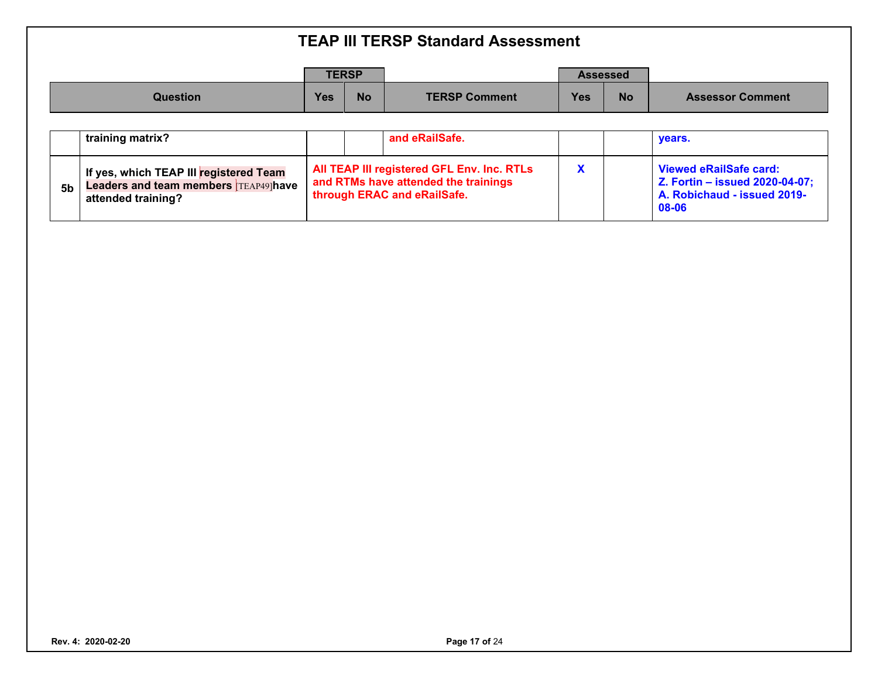# TEAP III TERSP Standard Assessment

| | Question | TERSP Yes | TERSP No | TERSP Comment | Assessed Yes | Assessed No | Assessor Comment |
|---|---|---|---|---|---|---|---|
| | **training matrix?** | | | **and eRailSafe.** | | | **years.** |
| **5b** | **If yes, which TEAP III registered Team Leaders and team members [TEAP49]have attended training?** | **All TEAP III registered GFL Env. Inc. RTLs and RTMs have attended the trainings through ERAC and eRailSafe.** | | | **X** | | **Viewed eRailSafe card: Z. Fortin – issued 2020-04-07; A. Robichaud - issued 2019-08-06** |

**Rev. 4: 2020-02-20**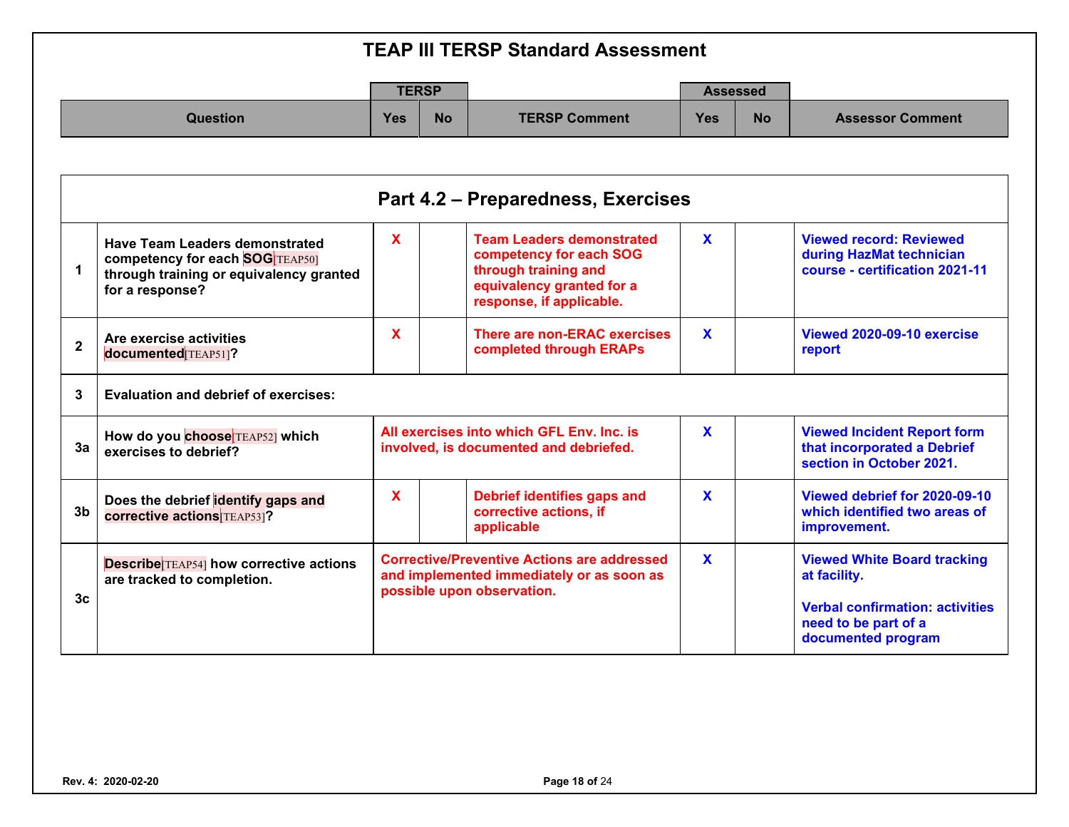# TEAP III TERSP Standard Assessment

| | Question | TERSP Yes | TERSP No | TERSP Comment | Assessed Yes | Assessed No | Assessor Comment |
|---|---|---|---|---|---|---|---|
| | **Part 4.2 – Preparedness, Exercises** | | | | | | |
| 1 | Have Team Leaders demonstrated competency for each SOG[TEAP50] through training or equivalency granted for a response? | X | | Team Leaders demonstrated competency for each SOG through training and equivalency granted for a response, if applicable. | X | | Viewed record: Reviewed during HazMat technician course - certification 2021-11 |
| 2 | Are exercise activities documented[TEAP51]? | X | | There are non-ERAC exercises completed through ERAPs | X | | Viewed 2020-09-10 exercise report |
| 3 | Evaluation and debrief of exercises: | | | | | | |
| 3a | How do you choose[TEAP52] which exercises to debrief? | All exercises into which GFL Env. Inc. is involved, is documented and debriefed. | | | X | | Viewed Incident Report form that incorporated a Debrief section in October 2021. |
| 3b | Does the debrief identify gaps and corrective actions[TEAP53]? | X | | Debrief identifies gaps and corrective actions, if applicable | X | | Viewed debrief for 2020-09-10 which identified two areas of improvement. |
| 3c | Describe[TEAP54] how corrective actions are tracked to completion. | Corrective/Preventive Actions are addressed and implemented immediately or as soon as possible upon observation. | | | X | | Viewed White Board tracking at facility.<br><br>Verbal confirmation: activities need to be part of a documented program |

Rev. 4: 2020-02-20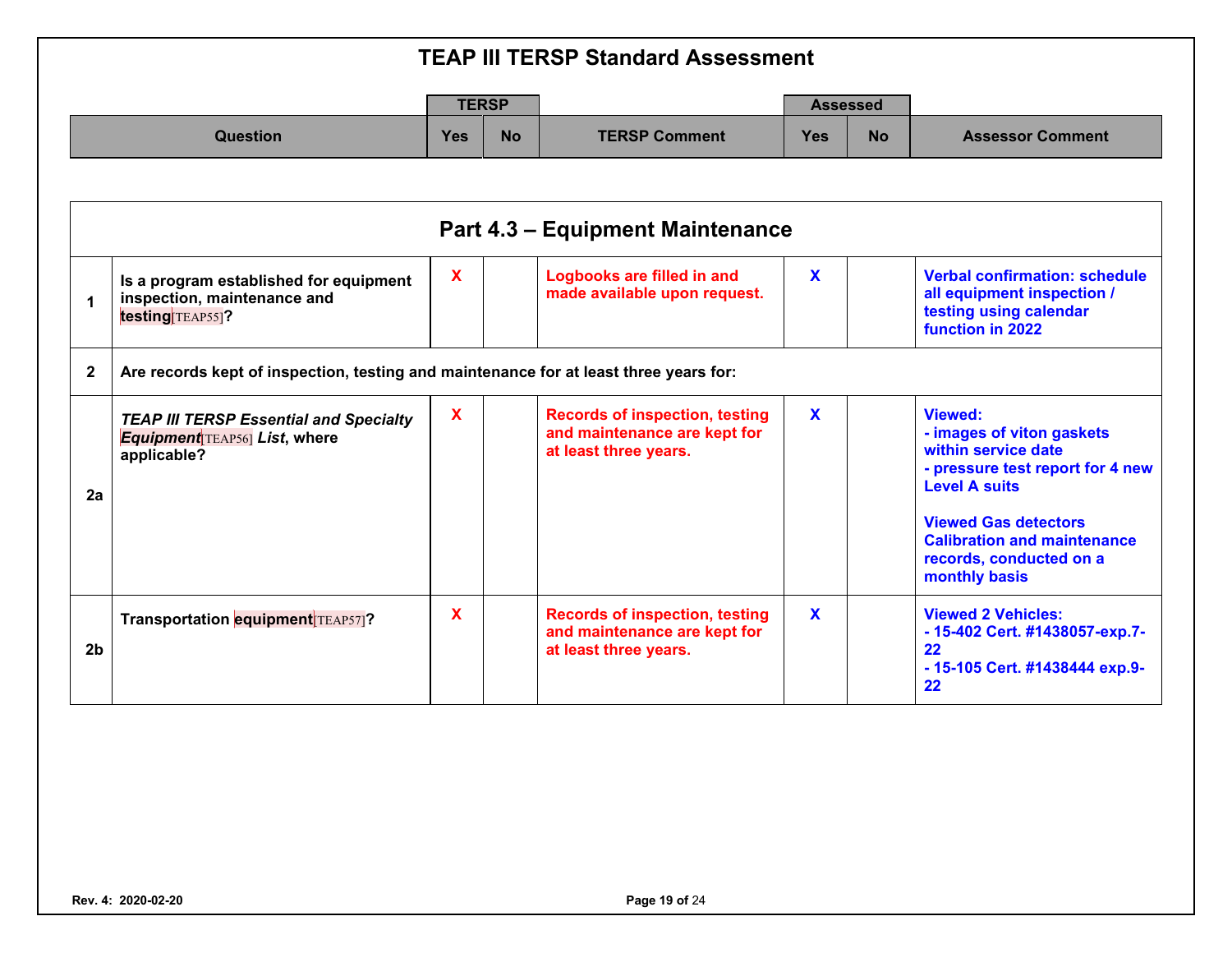# TEAP III TERSP Standard Assessment

| | Question | TERSP Yes | TERSP No | TERSP Comment | Assessed Yes | Assessed No | Assessor Comment |
|---|---|---|---|---|---|---|---|
| | **Part 4.3 – Equipment Maintenance** | | | | | | |
| 1 | Is a program established for equipment inspection, maintenance and testing[TEAP55]? | X | | Logbooks are filled in and made available upon request. | X | | Verbal confirmation: schedule all equipment inspection / testing using calendar function in 2022 |
| 2 | Are records kept of inspection, testing and maintenance for at least three years for: | | | | | | |
| 2a | *TEAP III TERSP Essential and Specialty Equipment*[TEAP56] *List*, where applicable? | X | | Records of inspection, testing and maintenance are kept for at least three years. | X | | Viewed:<br>- images of viton gaskets within service date<br>- pressure test report for 4 new Level A suits<br><br>Viewed Gas detectors Calibration and maintenance records, conducted on a monthly basis |
| 2b | Transportation equipment[TEAP57]? | X | | Records of inspection, testing and maintenance are kept for at least three years. | X | | Viewed 2 Vehicles:<br>- 15-402 Cert. #1438057-exp.7-22<br>- 15-105 Cert. #1438444 exp.9-22 |

Rev. 4: 2020-02-20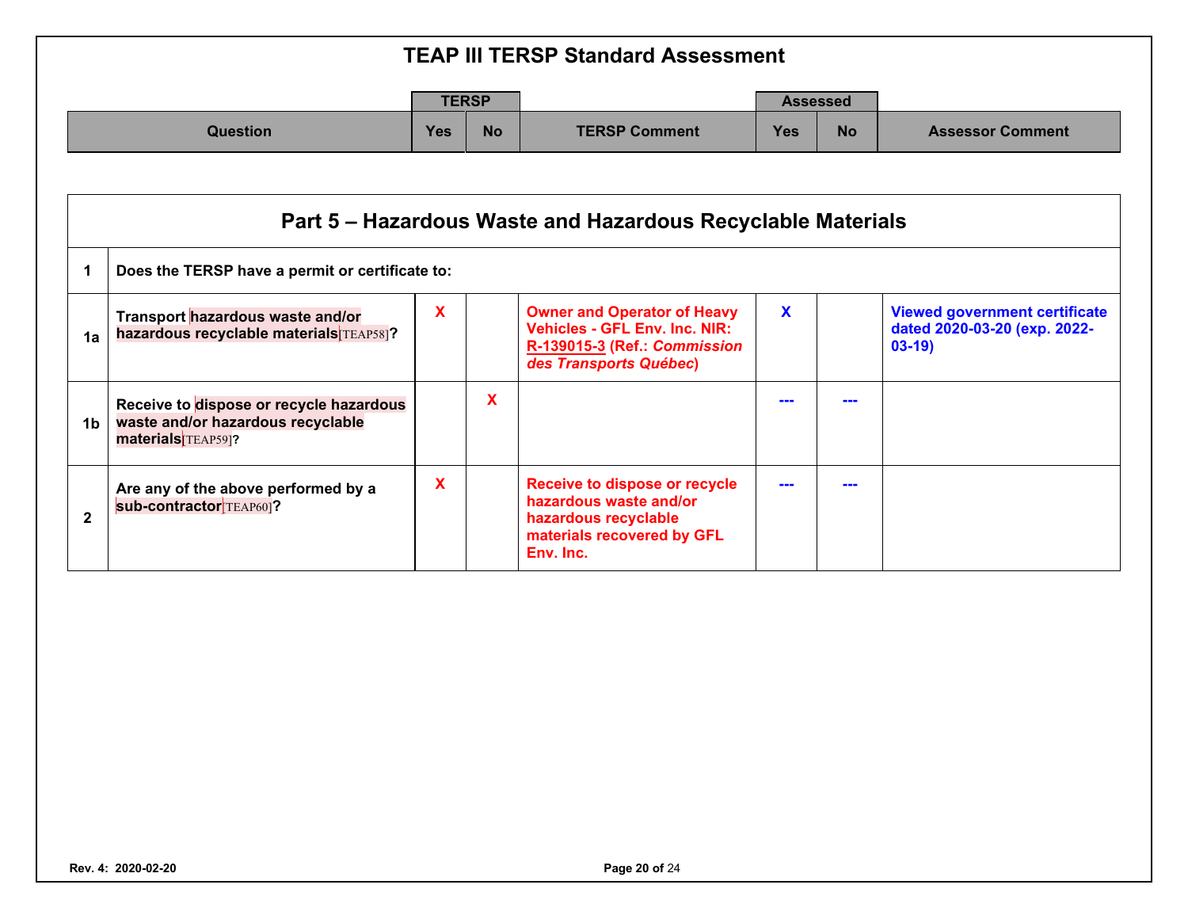# TEAP III TERSP Standard Assessment

## Part 5 – Hazardous Waste and Hazardous Recyclable Materials

| | Question | TERSP Yes | TERSP No | TERSP Comment | Assessed Yes | Assessed No | Assessor Comment |
|---|---|---|---|---|---|---|---|
| **1** | **Does the TERSP have a permit or certificate to:** | | | | | | |
| **1a** | **Transport hazardous waste and/or hazardous recyclable materials**[TEAP58]**?** | X | | Owner and Operator of Heavy Vehicles - GFL Env. Inc. NIR: R-139015-3 (Ref.: *Commission des Transports Québec*) | X | | Viewed government certificate dated 2020-03-20 (exp. 2022-03-19) |
| **1b** | **Receive to dispose or recycle hazardous waste and/or hazardous recyclable materials**[TEAP59]**?** | | X | | --- | --- | |
| **2** | **Are any of the above performed by a sub-contractor**[TEAP60]**?** | X | | Receive to dispose or recycle hazardous waste and/or hazardous recyclable materials recovered by GFL Env. Inc. | --- | --- | |

Rev. 4: 2020-02-20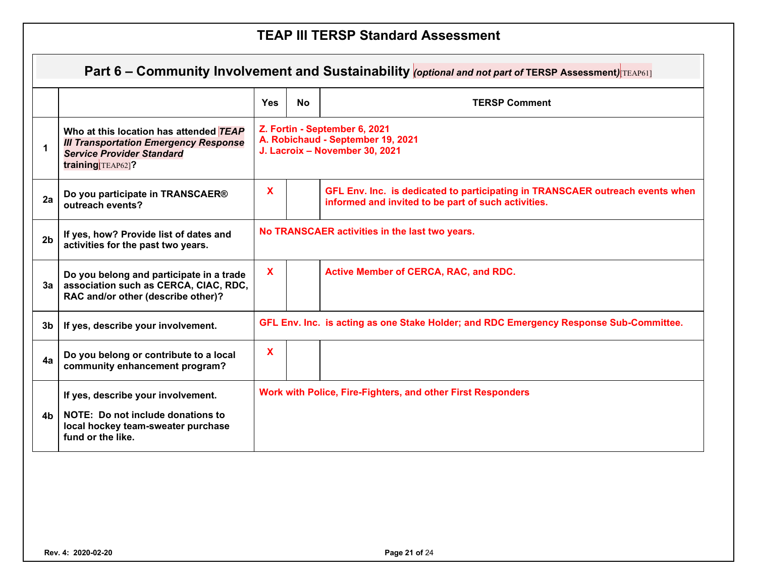# TEAP III TERSP Standard Assessment

## Part 6 – Community Involvement and Sustainability *(optional and not part of* **TERSP Assessment***)*[TEAP61]

| | | Yes | No | TERSP Comment |
|---|---|---|---|---|
| 1 | Who at this location has attended ***TEAP III Transportation Emergency Response Service Provider Standard*** **training**[TEAP62]? | Z. Fortin - September 6, 2021<br>A. Robichaud - September 19, 2021<br>J. Lacroix – November 30, 2021 | | |
| 2a | Do you participate in TRANSCAER® outreach events? | X | | GFL Env. Inc. is dedicated to participating in TRANSCAER outreach events when informed and invited to be part of such activities. |
| 2b | If yes, how? Provide list of dates and activities for the past two years. | No TRANSCAER activities in the last two years. | | |
| 3a | Do you belong and participate in a trade association such as CERCA, CIAC, RDC, RAC and/or other (describe other)? | X | | Active Member of CERCA, RAC, and RDC. |
| 3b | If yes, describe your involvement. | GFL Env. Inc. is acting as one Stake Holder; and RDC Emergency Response Sub-Committee. | | |
| 4a | Do you belong or contribute to a local community enhancement program? | X | | |
| 4b | If yes, describe your involvement.<br><br>NOTE: Do not include donations to local hockey team-sweater purchase fund or the like. | Work with Police, Fire-Fighters, and other First Responders | | |

Rev. 4: 2020-02-20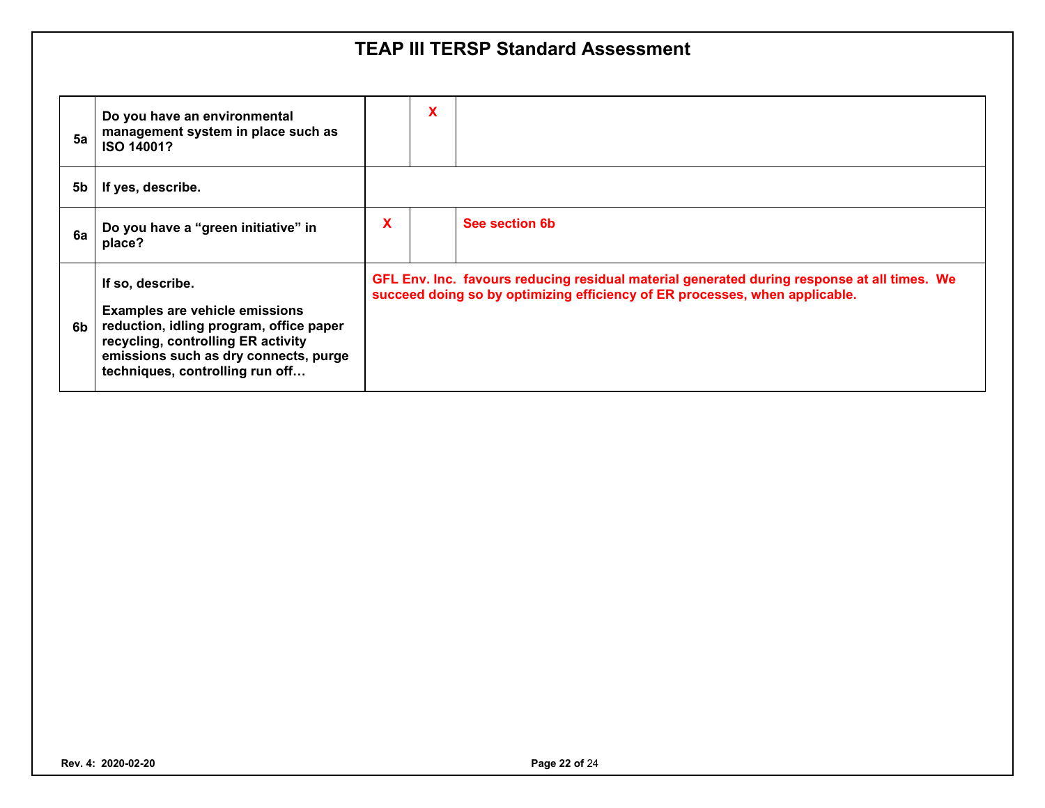# TEAP III TERSP Standard Assessment

| | | | | |
|---|---|---|---|---|
| 5a | **Do you have an environmental management system in place such as ISO 14001?** | | X | |
| 5b | **If yes, describe.** | | | |
| 6a | **Do you have a "green initiative" in place?** | X | | See section 6b |
| 6b | **If so, describe.**<br><br>**Examples are vehicle emissions reduction, idling program, office paper recycling, controlling ER activity emissions such as dry connects, purge techniques, controlling run off…** | GFL Env. Inc. favours reducing residual material generated during response at all times. We succeed doing so by optimizing efficiency of ER processes, when applicable. | | |

Rev. 4: 2020-02-20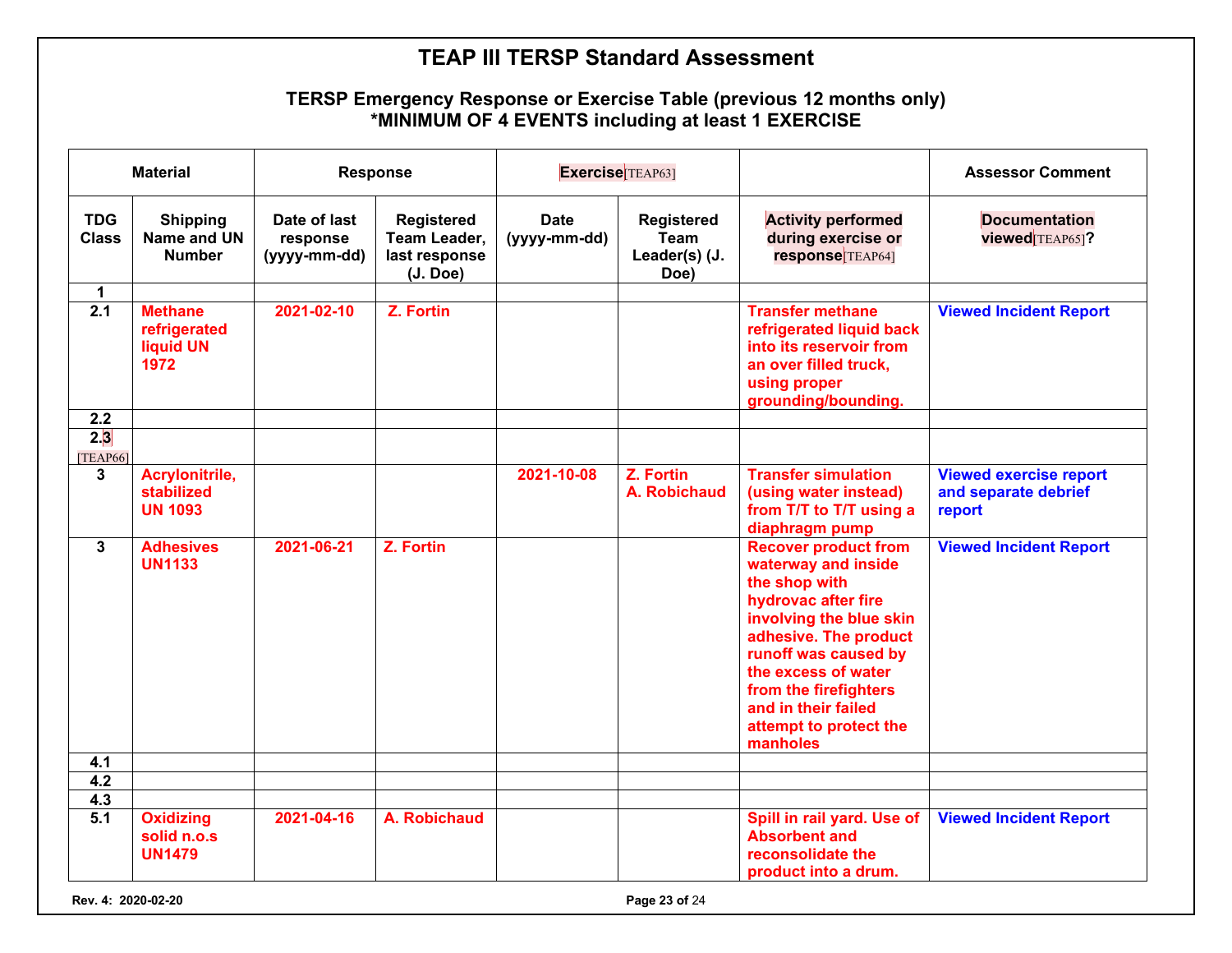# TEAP III TERSP Standard Assessment

## TERSP Emergency Response or Exercise Table (previous 12 months only)
## *MINIMUM OF 4 EVENTS including at least 1 EXERCISE

| Material | | Response | | Exercise[TEAP63] | | | Assessor Comment |
|---|---|---|---|---|---|---|---|
| **TDG Class** | **Shipping Name and UN Number** | **Date of last response (yyyy-mm-dd)** | **Registered Team Leader, last response (J. Doe)** | **Date (yyyy-mm-dd)** | **Registered Team Leader(s) (J. Doe)** | **Activity performed during exercise or response[TEAP64]** | **Documentation viewed[TEAP65]?** |
| 1 | | | | | | | |
| 2.1 | Methane refrigerated liquid UN 1972 | 2021-02-10 | Z. Fortin | | | Transfer methane refrigerated liquid back into its reservoir from an over filled truck, using proper grounding/bounding. | Viewed Incident Report |
| 2.2 | | | | | | | |
| 2.3[TEAP66] | | | | | | | |
| 3 | Acrylonitrile, stabilized UN 1093 | | | 2021-10-08 | Z. Fortin A. Robichaud | Transfer simulation (using water instead) from T/T to T/T using a diaphragm pump | Viewed exercise report and separate debrief report |
| 3 | Adhesives UN1133 | 2021-06-21 | Z. Fortin | | | Recover product from waterway and inside the shop with hydrovac after fire involving the blue skin adhesive. The product runoff was caused by the excess of water from the firefighters and in their failed attempt to protect the manholes | Viewed Incident Report |
| 4.1 | | | | | | | |
| 4.2 | | | | | | | |
| 4.3 | | | | | | | |
| 5.1 | Oxidizing solid n.o.s UN1479 | 2021-04-16 | A. Robichaud | | | Spill in rail yard. Use of Absorbent and reconsolidate the product into a drum. | Viewed Incident Report |

Rev. 4: 2020-02-20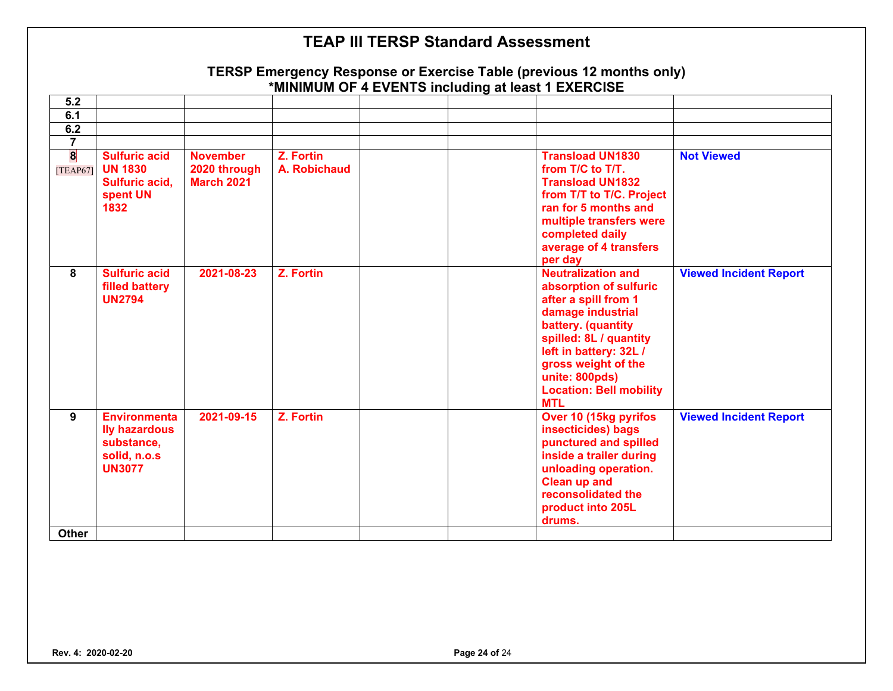# TEAP III TERSP Standard Assessment

## TERSP Emergency Response or Exercise Table (previous 12 months only)
## *MINIMUM OF 4 EVENTS including at least 1 EXERCISE

| | | | | | | | |
|---|---|---|---|---|---|---|---|
| 5.2 | | | | | | | |
| 6.1 | | | | | | | |
| 6.2 | | | | | | | |
| 7 | | | | | | | |
| 8 [TEAP67] | Sulfuric acid UN 1830 Sulfuric acid, spent UN 1832 | November 2020 through March 2021 | Z. Fortin A. Robichaud | | | Transload UN1830 from T/C to T/T. Transload UN1832 from T/T to T/C. Project ran for 5 months and multiple transfers were completed daily average of 4 transfers per day | Not Viewed |
| 8 | Sulfuric acid filled battery UN2794 | 2021-08-23 | Z. Fortin | | | Neutralization and absorption of sulfuric after a spill from 1 damage industrial battery. (quantity spilled: 8L / quantity left in battery: 32L / gross weight of the unite: 800pds) Location: Bell mobility MTL | Viewed Incident Report |
| 9 | Environmentally hazardous substance, solid, n.o.s UN3077 | 2021-09-15 | Z. Fortin | | | Over 10 (15kg pyrifos insecticides) bags punctured and spilled inside a trailer during unloading operation. Clean up and reconsolidated the product into 205L drums. | Viewed Incident Report |
| Other | | | | | | | |

Rev. 4: 2020-02-20